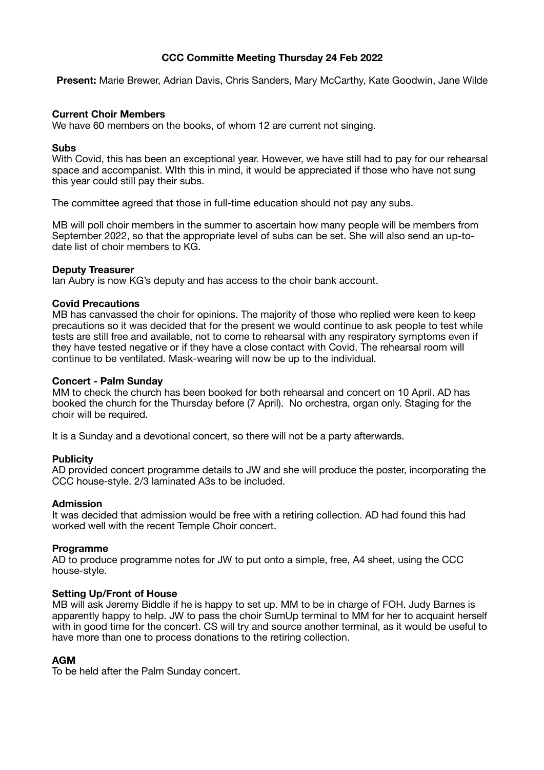**CCC Committe Meeting Thursday 24 Feb 2022**

**Present:** Marie Brewer, Adrian Davis, Chris Sanders, Mary McCarthy, Kate Goodwin, Jane Wilde

**Current Choir Members**

We have 60 members on the books, of whom 12 are current not singing.

**Subs**

With Covid, this has been an exceptional year. However, we have still had to pay for our rehearsal space and accompanist. WIth this in mind, it would be appreciated if those who have not sung this year could still pay their subs.

The committee agreed that those in full-time education should not pay any subs.

MB will poll choir members in the summer to ascertain how many people will be members from September 2022, so that the appropriate level of subs can be set. She will also send an up-to-date list of choir members to KG.

**Deputy Treasurer**

Ian Aubry is now KG's deputy and has access to the choir bank account.

**Covid Precautions**

MB has canvassed the choir for opinions. The majority of those who replied were keen to keep precautions so it was decided that for the present we would continue to ask people to test while tests are still free and available, not to come to rehearsal with any respiratory symptoms even if they have tested negative or if they have a close contact with Covid. The rehearsal room will continue to be ventilated. Mask-wearing will now be up to the individual.

**Concert - Palm Sunday**

MM to check the church has been booked for both rehearsal and concert on 10 April. AD has booked the church for the Thursday before (7 April). No orchestra, organ only. Staging for the choir will be required.

It is a Sunday and a devotional concert, so there will not be a party afterwards.

**Publicity**

AD provided concert programme details to JW and she will produce the poster, incorporating the CCC house-style. 2/3 laminated A3s to be included.

**Admission**

It was decided that admission would be free with a retiring collection. AD had found this had worked well with the recent Temple Choir concert.

**Programme**

AD to produce programme notes for JW to put onto a simple, free, A4 sheet, using the CCC house-style.

**Setting Up/Front of House**

MB will ask Jeremy Biddle if he is happy to set up. MM to be in charge of FOH. Judy Barnes is apparently happy to help. JW to pass the choir SumUp terminal to MM for her to acquaint herself with in good time for the concert. CS will try and source another terminal, as it would be useful to have more than one to process donations to the retiring collection.

**AGM**

To be held after the Palm Sunday concert.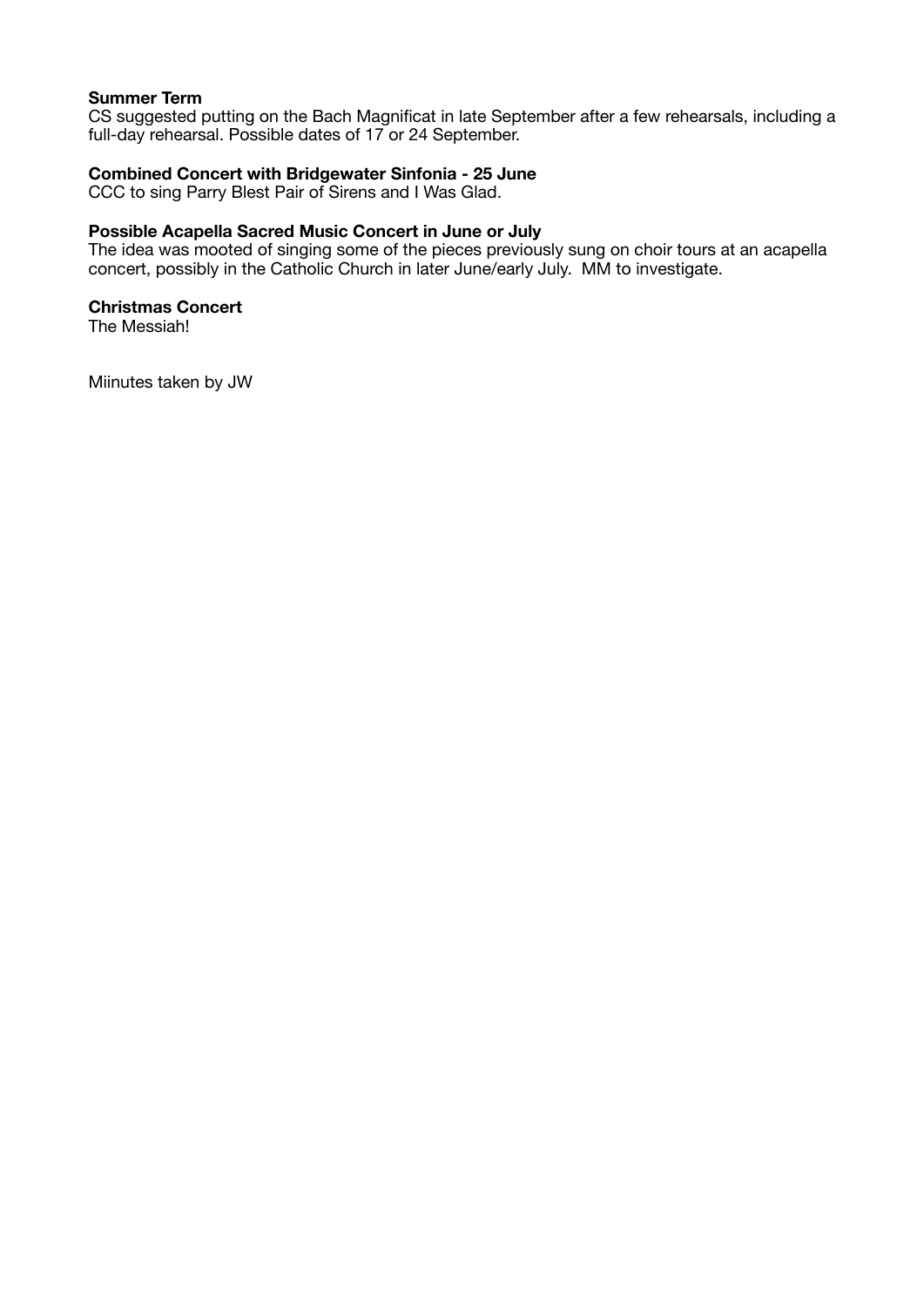**Summer Term**
CS suggested putting on the Bach Magnificat in late September after a few rehearsals, including a full-day rehearsal. Possible dates of 17 or 24 September.

**Combined Concert with Bridgewater Sinfonia - 25 June**
CCC to sing Parry Blest Pair of Sirens and I Was Glad.

**Possible Acapella Sacred Music Concert in June or July**
The idea was mooted of singing some of the pieces previously sung on choir tours at an acapella concert, possibly in the Catholic Church in later June/early July. MM to investigate.

**Christmas Concert**
The Messiah!

Miinutes taken by JW